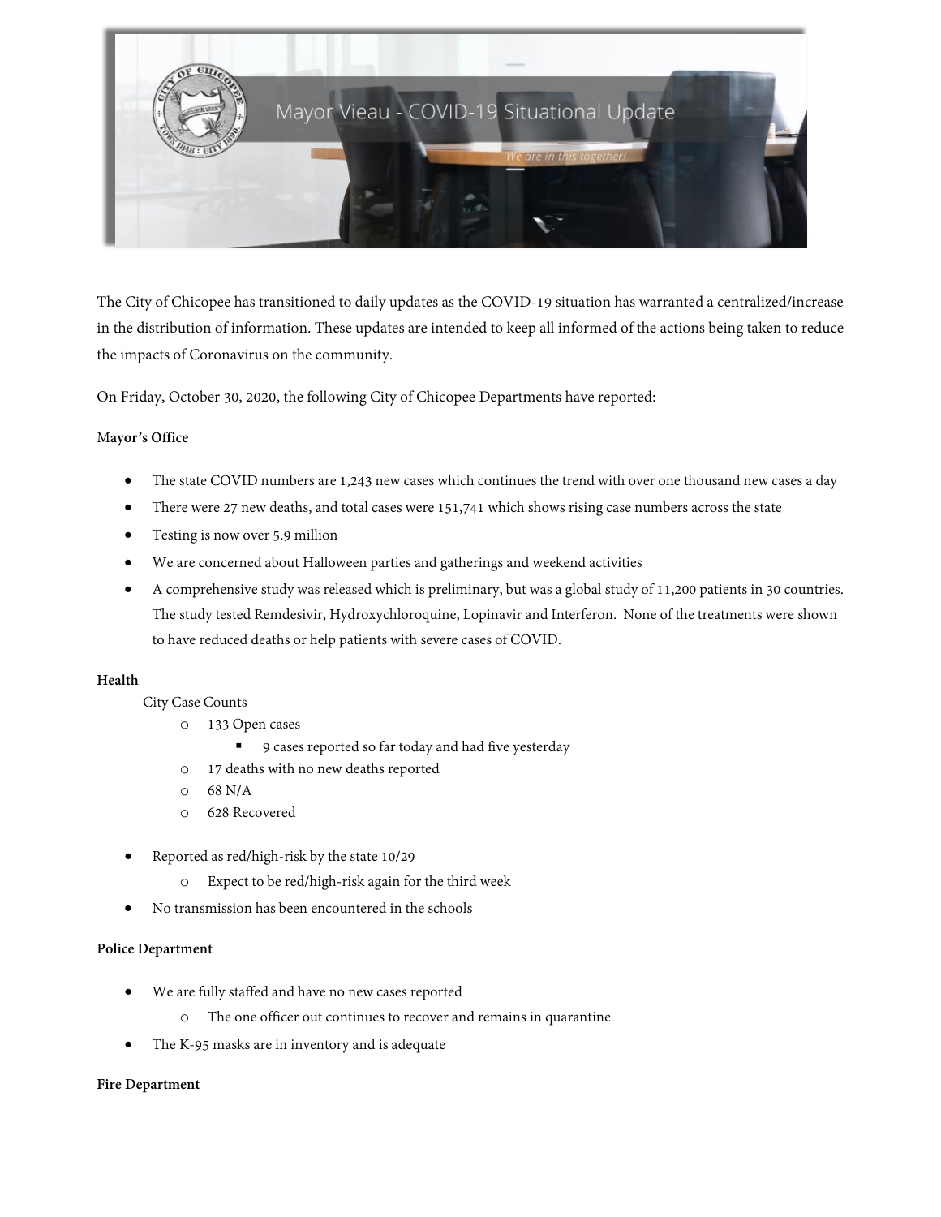# Mayor Vieau - COVID-19 Situational Update

*We are in this together!*

The City of Chicopee has transitioned to daily updates as the COVID-19 situation has warranted a centralized/increase in the distribution of information. These updates are intended to keep all informed of the actions being taken to reduce the impacts of Coronavirus on the community.

On Friday, October 30, 2020, the following City of Chicopee Departments have reported:

**Mayor's Office**

- The state COVID numbers are 1,243 new cases which continues the trend with over one thousand new cases a day
- There were 27 new deaths, and total cases were 151,741 which shows rising case numbers across the state
- Testing is now over 5.9 million
- We are concerned about Halloween parties and gatherings and weekend activities
- A comprehensive study was released which is preliminary, but was a global study of 11,200 patients in 30 countries. The study tested Remdesivir, Hydroxychloroquine, Lopinavir and Interferon. None of the treatments were shown to have reduced deaths or help patients with severe cases of COVID.

**Health**

City Case Counts

- 133 Open cases
  - 9 cases reported so far today and had five yesterday
- 17 deaths with no new deaths reported
- 68 N/A
- 628 Recovered

- Reported as red/high-risk by the state 10/29
  - Expect to be red/high-risk again for the third week
- No transmission has been encountered in the schools

**Police Department**

- We are fully staffed and have no new cases reported
  - The one officer out continues to recover and remains in quarantine
- The K-95 masks are in inventory and is adequate

**Fire Department**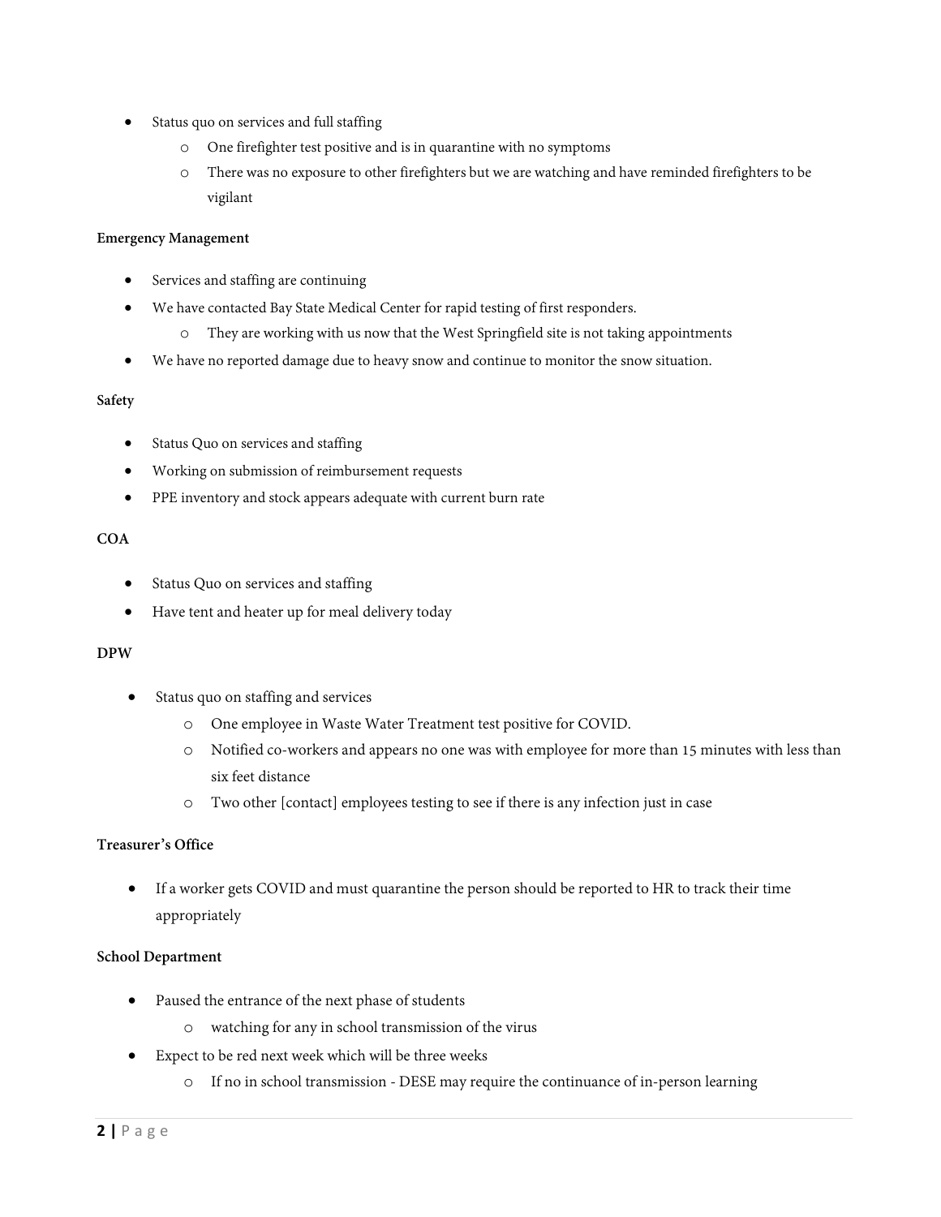- Status quo on services and full staffing
  - One firefighter test positive and is in quarantine with no symptoms
  - There was no exposure to other firefighters but we are watching and have reminded firefighters to be vigilant

**Emergency Management**

- Services and staffing are continuing
- We have contacted Bay State Medical Center for rapid testing of first responders.
  - They are working with us now that the West Springfield site is not taking appointments
- We have no reported damage due to heavy snow and continue to monitor the snow situation.

**Safety**

- Status Quo on services and staffing
- Working on submission of reimbursement requests
- PPE inventory and stock appears adequate with current burn rate

**COA**

- Status Quo on services and staffing
- Have tent and heater up for meal delivery today

**DPW**

- Status quo on staffing and services
  - One employee in Waste Water Treatment test positive for COVID.
  - Notified co-workers and appears no one was with employee for more than 15 minutes with less than six feet distance
  - Two other [contact] employees testing to see if there is any infection just in case

**Treasurer's Office**

- If a worker gets COVID and must quarantine the person should be reported to HR to track their time appropriately

**School Department**

- Paused the entrance of the next phase of students
  - watching for any in school transmission of the virus
- Expect to be red next week which will be three weeks
  - If no in school transmission - DESE may require the continuance of in-person learning